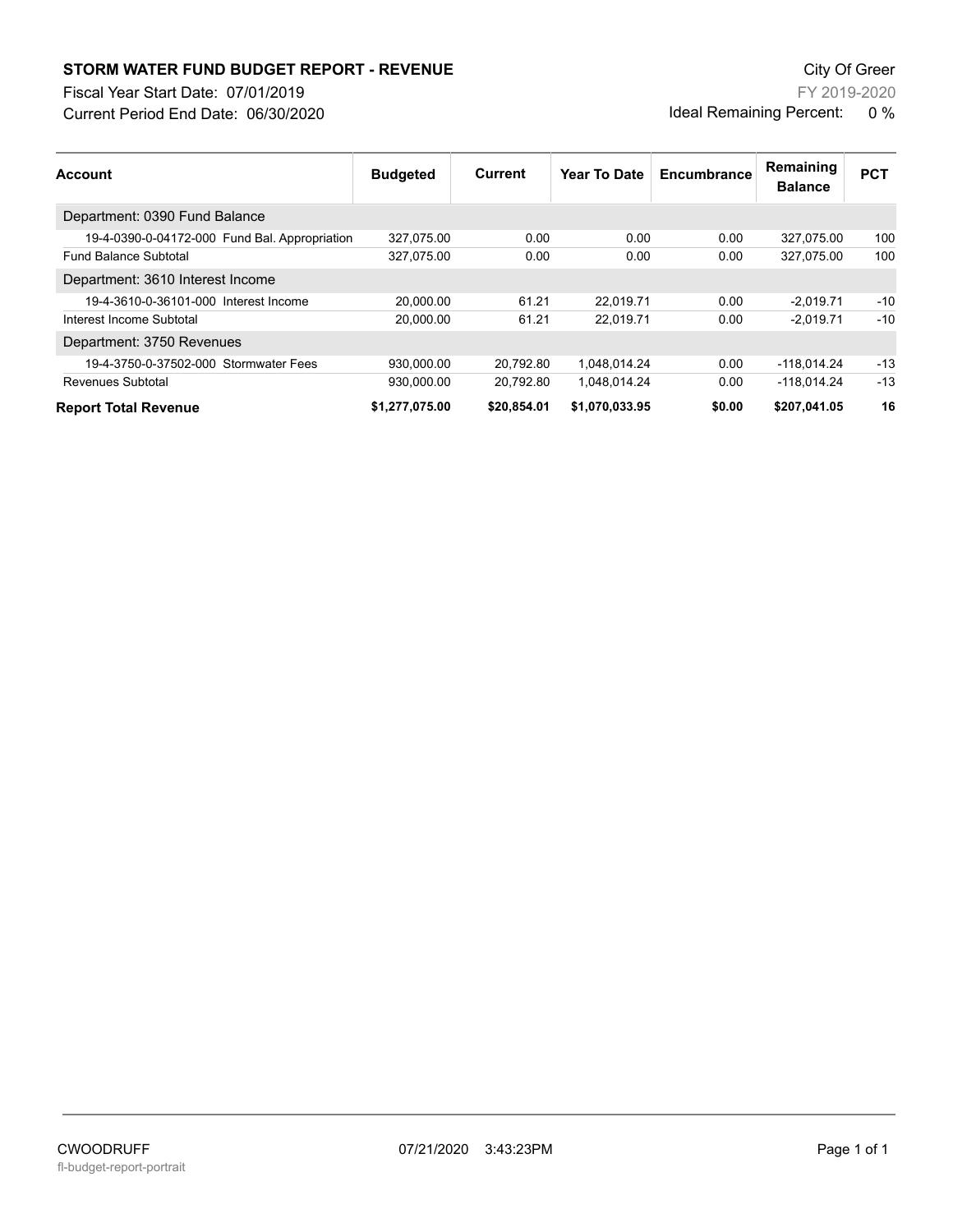**STORM WATER FUND BUDGET REPORT - REVENUE**

Fiscal Year Start Date: 07/01/2019

Current Period End Date: 06/30/2020

City Of Greer

FY 2019-2020

Ideal Remaining Percent: 0 %

| Account | Budgeted | Current | Year To Date | Encumbrance | Remaining Balance | PCT |
|---|---|---|---|---|---|---|
| Department: 0390 Fund Balance | | | | | | |
| 19-4-0390-0-04172-000 Fund Bal. Appropriation | 327,075.00 | 0.00 | 0.00 | 0.00 | 327,075.00 | 100 |
| Fund Balance Subtotal | 327,075.00 | 0.00 | 0.00 | 0.00 | 327,075.00 | 100 |
| Department: 3610 Interest Income | | | | | | |
| 19-4-3610-0-36101-000 Interest Income | 20,000.00 | 61.21 | 22,019.71 | 0.00 | -2,019.71 | -10 |
| Interest Income Subtotal | 20,000.00 | 61.21 | 22,019.71 | 0.00 | -2,019.71 | -10 |
| Department: 3750 Revenues | | | | | | |
| 19-4-3750-0-37502-000 Stormwater Fees | 930,000.00 | 20,792.80 | 1,048,014.24 | 0.00 | -118,014.24 | -13 |
| Revenues Subtotal | 930,000.00 | 20,792.80 | 1,048,014.24 | 0.00 | -118,014.24 | -13 |
| **Report Total Revenue** | **$1,277,075.00** | **$20,854.01** | **$1,070,033.95** | **$0.00** | **$207,041.05** | **16** |

CWOODRUFF 07/21/2020 3:43:23PM

fl-budget-report-portrait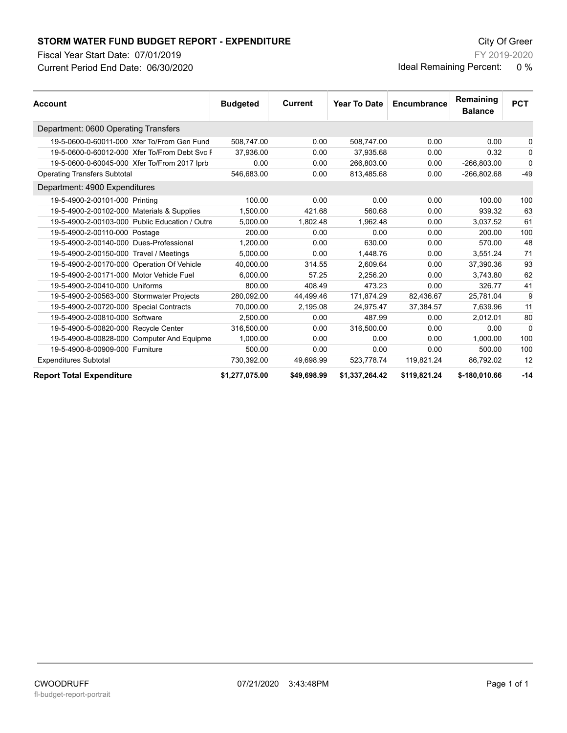# STORM WATER FUND BUDGET REPORT - EXPENDITURE

City Of Greer

Fiscal Year Start Date: 07/01/2019

FY 2019-2020

Current Period End Date: 06/30/2020

Ideal Remaining Percent: 0 %

| Account | Budgeted | Current | Year To Date | Encumbrance | Remaining Balance | PCT |
|---|---|---|---|---|---|---|
| Department: 0600 Operating Transfers | | | | | | |
| 19-5-0600-0-60011-000 Xfer To/From Gen Fund | 508,747.00 | 0.00 | 508,747.00 | 0.00 | 0.00 | 0 |
| 19-5-0600-0-60012-000 Xfer To/From Debt Svc F | 37,936.00 | 0.00 | 37,935.68 | 0.00 | 0.32 | 0 |
| 19-5-0600-0-60045-000 Xfer To/From 2017 Iprb | 0.00 | 0.00 | 266,803.00 | 0.00 | -266,803.00 | 0 |
| Operating Transfers Subtotal | 546,683.00 | 0.00 | 813,485.68 | 0.00 | -266,802.68 | -49 |
| Department: 4900 Expenditures | | | | | | |
| 19-5-4900-2-00101-000 Printing | 100.00 | 0.00 | 0.00 | 0.00 | 100.00 | 100 |
| 19-5-4900-2-00102-000 Materials & Supplies | 1,500.00 | 421.68 | 560.68 | 0.00 | 939.32 | 63 |
| 19-5-4900-2-00103-000 Public Education / Outre | 5,000.00 | 1,802.48 | 1,962.48 | 0.00 | 3,037.52 | 61 |
| 19-5-4900-2-00110-000 Postage | 200.00 | 0.00 | 0.00 | 0.00 | 200.00 | 100 |
| 19-5-4900-2-00140-000 Dues-Professional | 1,200.00 | 0.00 | 630.00 | 0.00 | 570.00 | 48 |
| 19-5-4900-2-00150-000 Travel / Meetings | 5,000.00 | 0.00 | 1,448.76 | 0.00 | 3,551.24 | 71 |
| 19-5-4900-2-00170-000 Operation Of Vehicle | 40,000.00 | 314.55 | 2,609.64 | 0.00 | 37,390.36 | 93 |
| 19-5-4900-2-00171-000 Motor Vehicle Fuel | 6,000.00 | 57.25 | 2,256.20 | 0.00 | 3,743.80 | 62 |
| 19-5-4900-2-00410-000 Uniforms | 800.00 | 408.49 | 473.23 | 0.00 | 326.77 | 41 |
| 19-5-4900-2-00563-000 Stormwater Projects | 280,092.00 | 44,499.46 | 171,874.29 | 82,436.67 | 25,781.04 | 9 |
| 19-5-4900-2-00720-000 Special Contracts | 70,000.00 | 2,195.08 | 24,975.47 | 37,384.57 | 7,639.96 | 11 |
| 19-5-4900-2-00810-000 Software | 2,500.00 | 0.00 | 487.99 | 0.00 | 2,012.01 | 80 |
| 19-5-4900-5-00820-000 Recycle Center | 316,500.00 | 0.00 | 316,500.00 | 0.00 | 0.00 | 0 |
| 19-5-4900-8-00828-000 Computer And Equipme | 1,000.00 | 0.00 | 0.00 | 0.00 | 1,000.00 | 100 |
| 19-5-4900-8-00909-000 Furniture | 500.00 | 0.00 | 0.00 | 0.00 | 500.00 | 100 |
| Expenditures Subtotal | 730,392.00 | 49,698.99 | 523,778.74 | 119,821.24 | 86,792.02 | 12 |
| **Report Total Expenditure** | **$1,277,075.00** | **$49,698.99** | **$1,337,264.42** | **$119,821.24** | **$-180,010.66** | **-14** |

CWOODRUFF 07/21/2020 3:43:48PM

fl-budget-report-portrait